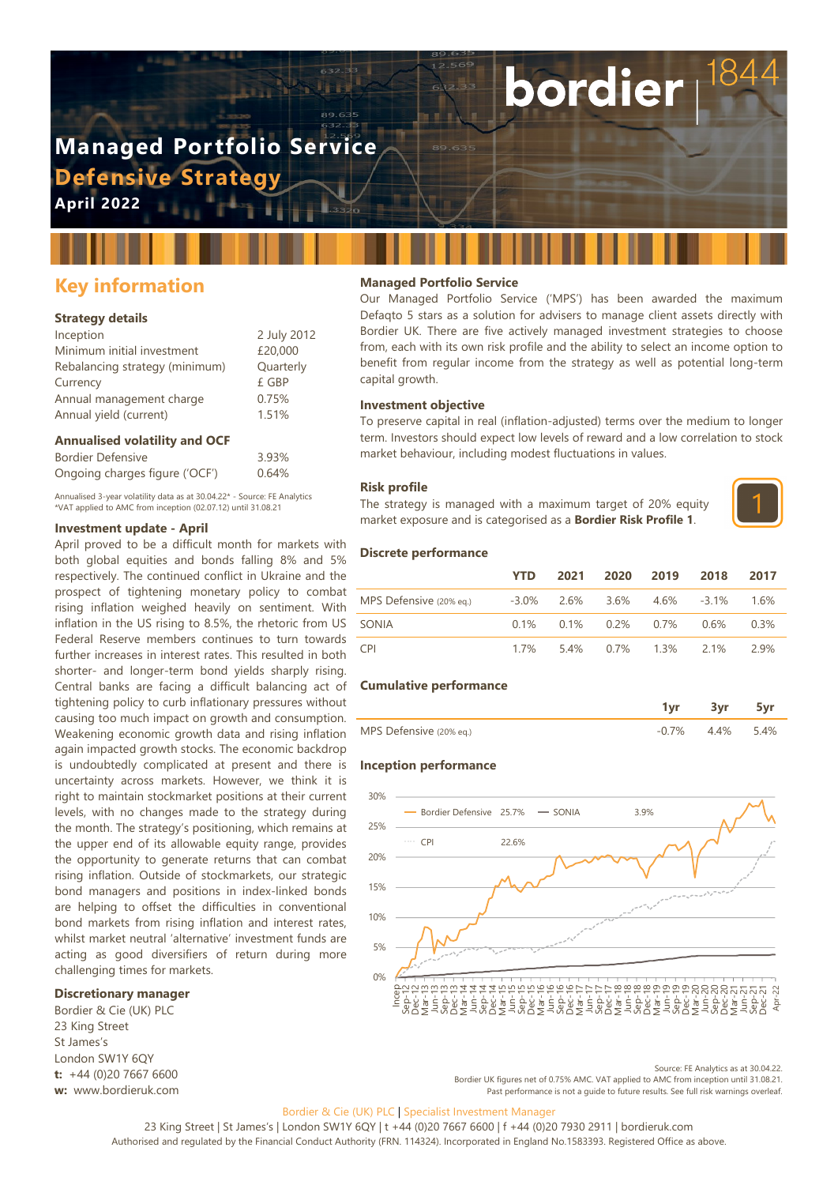# Managed Portfolio Service

## Defensive Strategy

**April 2022**

bordier | 1844

## Key information

### Strategy details

| | |
|---|---|
| Inception | 2 July 2012 |
| Minimum initial investment | £20,000 |
| Rebalancing strategy (minimum) | Quarterly |
| Currency | £ GBP |
| Annual management charge | 0.75% |
| Annual yield (current) | 1.51% |

### Annualised volatility and OCF

| | |
|---|---|
| Bordier Defensive | 3.93% |
| Ongoing charges figure ('OCF') | 0.64% |

Annualised 3-year volatility data as at 30.04.22* - Source: FE Analytics
*VAT applied to AMC from inception (02.07.12) until 31.08.21

### Investment update - April

April proved to be a difficult month for markets with both global equities and bonds falling 8% and 5% respectively. The continued conflict in Ukraine and the prospect of tightening monetary policy to combat rising inflation weighed heavily on sentiment. With inflation in the US rising to 8.5%, the rhetoric from US Federal Reserve members continues to turn towards further increases in interest rates. This resulted in both shorter- and longer-term bond yields sharply rising. Central banks are facing a difficult balancing act of tightening policy to curb inflationary pressures without causing too much impact on growth and consumption. Weakening economic growth data and rising inflation again impacted growth stocks. The economic backdrop is undoubtedly complicated at present and there is uncertainty across markets. However, we think it is right to maintain stockmarket positions at their current levels, with no changes made to the strategy during the month. The strategy's positioning, which remains at the upper end of its allowable equity range, provides the opportunity to generate returns that can combat rising inflation. Outside of stockmarkets, our strategic bond managers and positions in index-linked bonds are helping to offset the difficulties in conventional bond markets from rising inflation and interest rates, whilst market neutral 'alternative' investment funds are acting as good diversifiers of return during more challenging times for markets.

### Discretionary manager

Bordier & Cie (UK) PLC
23 King Street
St James's
London SW1Y 6QY
**t:** +44 (0)20 7667 6600
**w:** www.bordieruk.com

### Managed Portfolio Service

Our Managed Portfolio Service ('MPS') has been awarded the maximum Defaqto 5 stars as a solution for advisers to manage client assets directly with Bordier UK. There are five actively managed investment strategies to choose from, each with its own risk profile and the ability to select an income option to benefit from regular income from the strategy as well as potential long-term capital growth.

### Investment objective

To preserve capital in real (inflation-adjusted) terms over the medium to longer term. Investors should expect low levels of reward and a low correlation to stock market behaviour, including modest fluctuations in values.

### Risk profile

The strategy is managed with a maximum target of 20% equity market exposure and is categorised as a **Bordier Risk Profile 1**.

1

### Discrete performance

| | YTD | 2021 | 2020 | 2019 | 2018 | 2017 |
|---|---|---|---|---|---|---|
| MPS Defensive (20% eq.) | -3.0% | 2.6% | 3.6% | 4.6% | -3.1% | 1.6% |
| SONIA | 0.1% | 0.1% | 0.2% | 0.7% | 0.6% | 0.3% |
| CPI | 1.7% | 5.4% | 0.7% | 1.3% | 2.1% | 2.9% |

### Cumulative performance

| | 1yr | 3yr | 5yr |
|---|---|---|---|
| MPS Defensive (20% eq.) | -0.7% | 4.4% | 5.4% |

### Inception performance

Bordier Defensive 25.7% — SONIA 3.9% — CPI 22.6%

Source: FE Analytics as at 30.04.22.
Bordier UK figures net of 0.75% AMC. VAT applied to AMC from inception until 31.08.21.
Past performance is not a guide to future results. See full risk warnings overleaf.

Bordier & Cie (UK) PLC | Specialist Investment Manager
23 King Street | St James's | London SW1Y 6QY | t +44 (0)20 7667 6600 | f +44 (0)20 7930 2911 | bordieruk.com
Authorised and regulated by the Financial Conduct Authority (FRN. 114324). Incorporated in England No.1583393. Registered Office as above.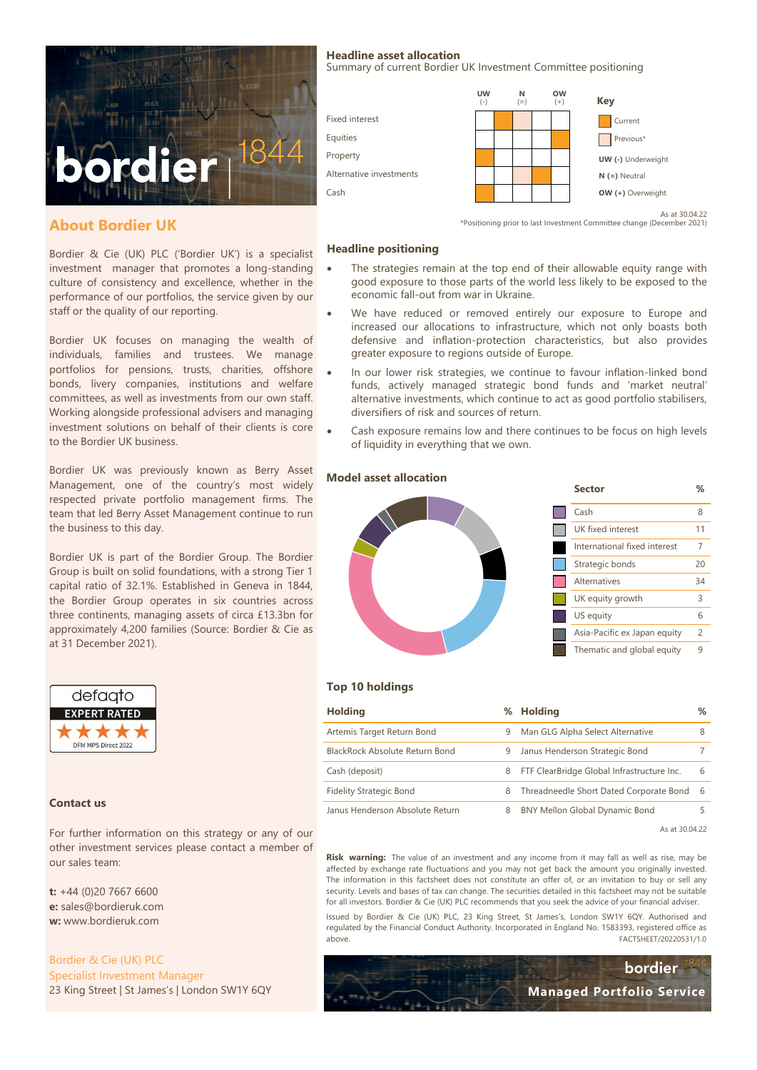## About Bordier UK

Bordier & Cie (UK) PLC ('Bordier UK') is a specialist investment manager that promotes a long-standing culture of consistency and excellence, whether in the performance of our portfolios, the service given by our staff or the quality of our reporting.

Bordier UK focuses on managing the wealth of individuals, families and trustees. We manage portfolios for pensions, trusts, charities, offshore bonds, livery companies, institutions and welfare committees, as well as investments from our own staff. Working alongside professional advisers and managing investment solutions on behalf of their clients is core to the Bordier UK business.

Bordier UK was previously known as Berry Asset Management, one of the country's most widely respected private portfolio management firms. The team that led Berry Asset Management continue to run the business to this day.

Bordier UK is part of the Bordier Group. The Bordier Group is built on solid foundations, with a strong Tier 1 capital ratio of 32.1%. Established in Geneva in 1844, the Bordier Group operates in six countries across three continents, managing assets of circa £13.3bn for approximately 4,200 families (Source: Bordier & Cie as at 31 December 2021).

defaqto EXPERT RATED
DFM MPS Direct 2022

### Contact us

For further information on this strategy or any of our other investment services please contact a member of our sales team:

**t:** +44 (0)20 7667 6600
**e:** sales@bordieruk.com
**w:** www.bordieruk.com

Bordier & Cie (UK) PLC
Specialist Investment Manager
23 King Street | St James's | London SW1Y 6QY

### Headline asset allocation

Summary of current Bordier UK Investment Committee positioning

| | UW (-) | | N (=) | | OW (+) |
|---|---|---|---|---|---|
| Fixed interest | | Current | Previous* | | |
| Equities | | | | | Current |
| Property | Current | | | | |
| Alternative investments | | | Previous* | Current | |
| Cash | Current | | | | |

Key: Current; Previous*; UW (-) Underweight; N (=) Neutral; OW (+) Overweight

As at 30.04.22
*Positioning prior to last Investment Committee change (December 2021)

### Headline positioning

- The strategies remain at the top end of their allowable equity range with good exposure to those parts of the world less likely to be exposed to the economic fall-out from war in Ukraine.
- We have reduced or removed entirely our exposure to Europe and increased our allocations to infrastructure, which not only boasts both defensive and inflation-protection characteristics, but also provides greater exposure to regions outside of Europe.
- In our lower risk strategies, we continue to favour inflation-linked bond funds, actively managed strategic bond funds and 'market neutral' alternative investments, which continue to act as good portfolio stabilisers, diversifiers of risk and sources of return.
- Cash exposure remains low and there continues to be focus on high levels of liquidity in everything that we own.

### Model asset allocation

| Sector | % |
|---|---|
| Cash | 8 |
| UK fixed interest | 11 |
| International fixed interest | 7 |
| Strategic bonds | 20 |
| Alternatives | 34 |
| UK equity growth | 3 |
| US equity | 6 |
| Asia-Pacific ex Japan equity | 2 |
| Thematic and global equity | 9 |

### Top 10 holdings

| Holding | % | Holding | % |
|---|---|---|---|
| Artemis Target Return Bond | 9 | Man GLG Alpha Select Alternative | 8 |
| BlackRock Absolute Return Bond | 9 | Janus Henderson Strategic Bond | 7 |
| Cash (deposit) | 8 | FTF ClearBridge Global Infrastructure Inc. | 6 |
| Fidelity Strategic Bond | 8 | Threadneedle Short Dated Corporate Bond | 6 |
| Janus Henderson Absolute Return | 8 | BNY Mellon Global Dynamic Bond | 5 |

As at 30.04.22

**Risk warning:** The value of an investment and any income from it may fall as well as rise, may be affected by exchange rate fluctuations and you may not get back the amount you originally invested. The information in this factsheet does not constitute an offer of, or an invitation to buy or sell any security. Levels and bases of tax can change. The securities detailed in this factsheet may not be suitable for all investors. Bordier & Cie (UK) PLC recommends that you seek the advice of your financial adviser.

Issued by Bordier & Cie (UK) PLC, 23 King Street, St James's, London SW1Y 6QY. Authorised and regulated by the Financial Conduct Authority. Incorporated in England No. 1583393, registered office as above. FACTSHEET/20220531/1.0

bordier 1844
Managed Portfolio Service